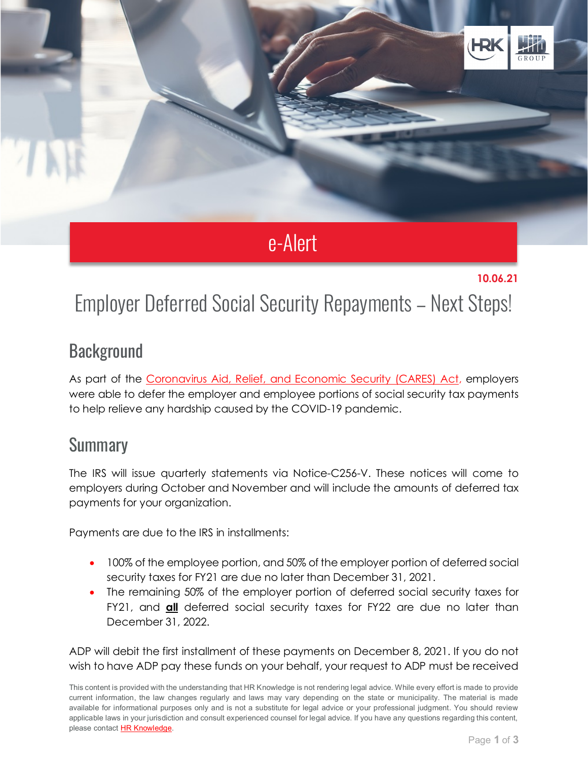e-Alert

**10.06.21**

# Employer Deferred Social Security Repayments – Next Steps!

## Background

As part of the Coronavirus Aid, Relief, and Economic Security (CARES) Act, employers were able to defer the employer and employee portions of social security tax payments to help relieve any hardship caused by the COVID-19 pandemic.

## Summary

The IRS will issue quarterly statements via Notice-C256-V. These notices will come to employers during October and November and will include the amounts of deferred tax payments for your organization.

Payments are due to the IRS in installments:

- 100% of the employee portion, and 50% of the employer portion of deferred social security taxes for FY21 are due no later than December 31, 2021.
- The remaining 50% of the employer portion of deferred social security taxes for FY21, and **all** deferred social security taxes for FY22 are due no later than December 31, 2022.

ADP will debit the first installment of these payments on December 8, 2021. If you do not wish to have ADP pay these funds on your behalf, your request to ADP must be received

This content is provided with the understanding that HR Knowledge is not rendering legal advice. While every effort is made to provide current information, the law changes regularly and laws may vary depending on the state or municipality. The material is made available for informational purposes only and is not a substitute for legal advice or your professional judgment. You should review applicable laws in your jurisdiction and consult experienced counsel for legal advice. If you have any questions regarding this content, please contact HR Knowledge.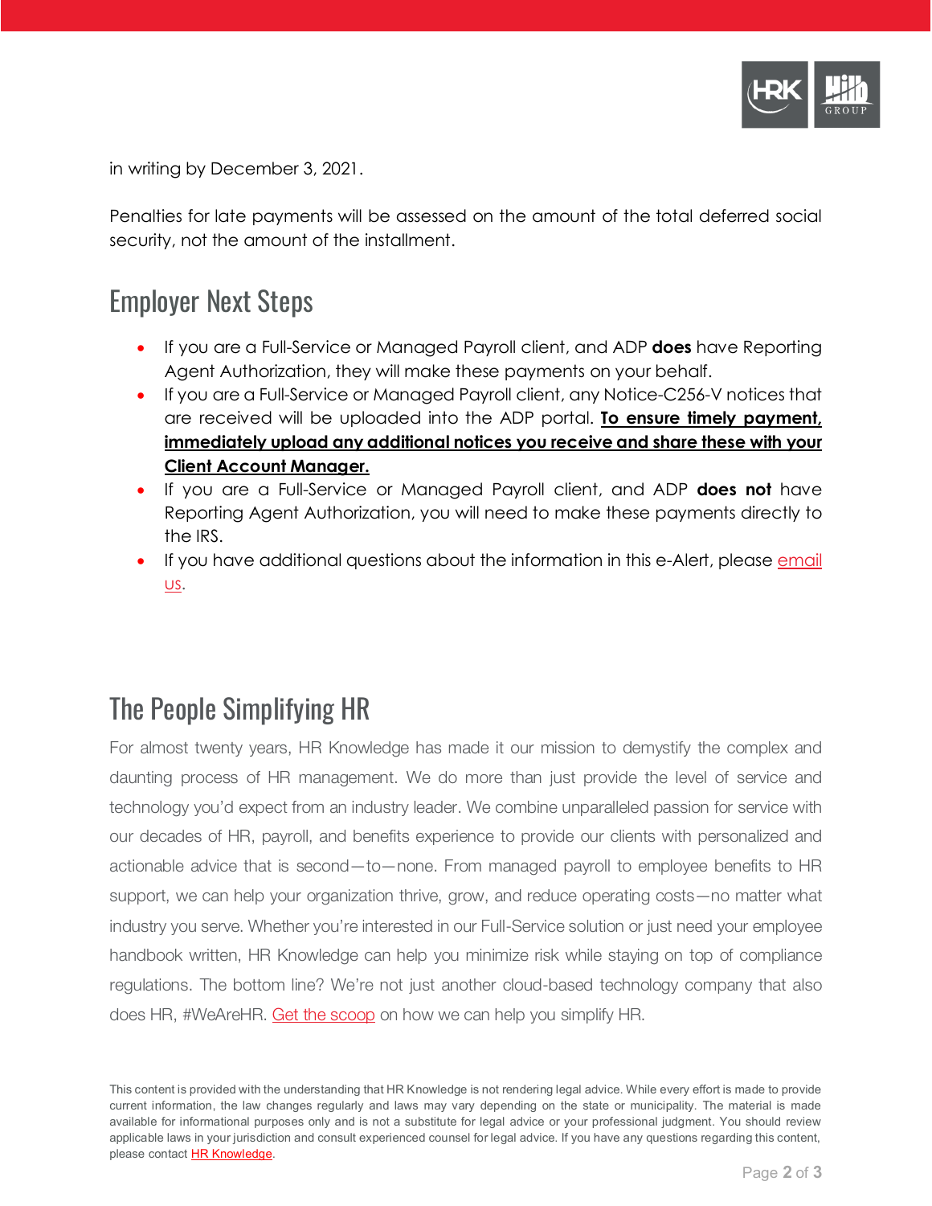in writing by December 3, 2021.

Penalties for late payments will be assessed on the amount of the total deferred social security, not the amount of the installment.

## Employer Next Steps

- If you are a Full-Service or Managed Payroll client, and ADP **does** have Reporting Agent Authorization, they will make these payments on your behalf.
- If you are a Full-Service or Managed Payroll client, any Notice-C256-V notices that are received will be uploaded into the ADP portal. **To ensure timely payment, immediately upload any additional notices you receive and share these with your Client Account Manager.**
- If you are a Full-Service or Managed Payroll client, and ADP **does not** have Reporting Agent Authorization, you will need to make these payments directly to the IRS.
- If you have additional questions about the information in this e-Alert, please email us.

## The People Simplifying HR

For almost twenty years, HR Knowledge has made it our mission to demystify the complex and daunting process of HR management. We do more than just provide the level of service and technology you'd expect from an industry leader. We combine unparalleled passion for service with our decades of HR, payroll, and benefits experience to provide our clients with personalized and actionable advice that is second—to—none. From managed payroll to employee benefits to HR support, we can help your organization thrive, grow, and reduce operating costs—no matter what industry you serve. Whether you're interested in our Full-Service solution or just need your employee handbook written, HR Knowledge can help you minimize risk while staying on top of compliance regulations. The bottom line? We're not just another cloud-based technology company that also does HR, #WeAreHR. Get the scoop on how we can help you simplify HR.

This content is provided with the understanding that HR Knowledge is not rendering legal advice. While every effort is made to provide current information, the law changes regularly and laws may vary depending on the state or municipality. The material is made available for informational purposes only and is not a substitute for legal advice or your professional judgment. You should review applicable laws in your jurisdiction and consult experienced counsel for legal advice. If you have any questions regarding this content, please contact HR Knowledge.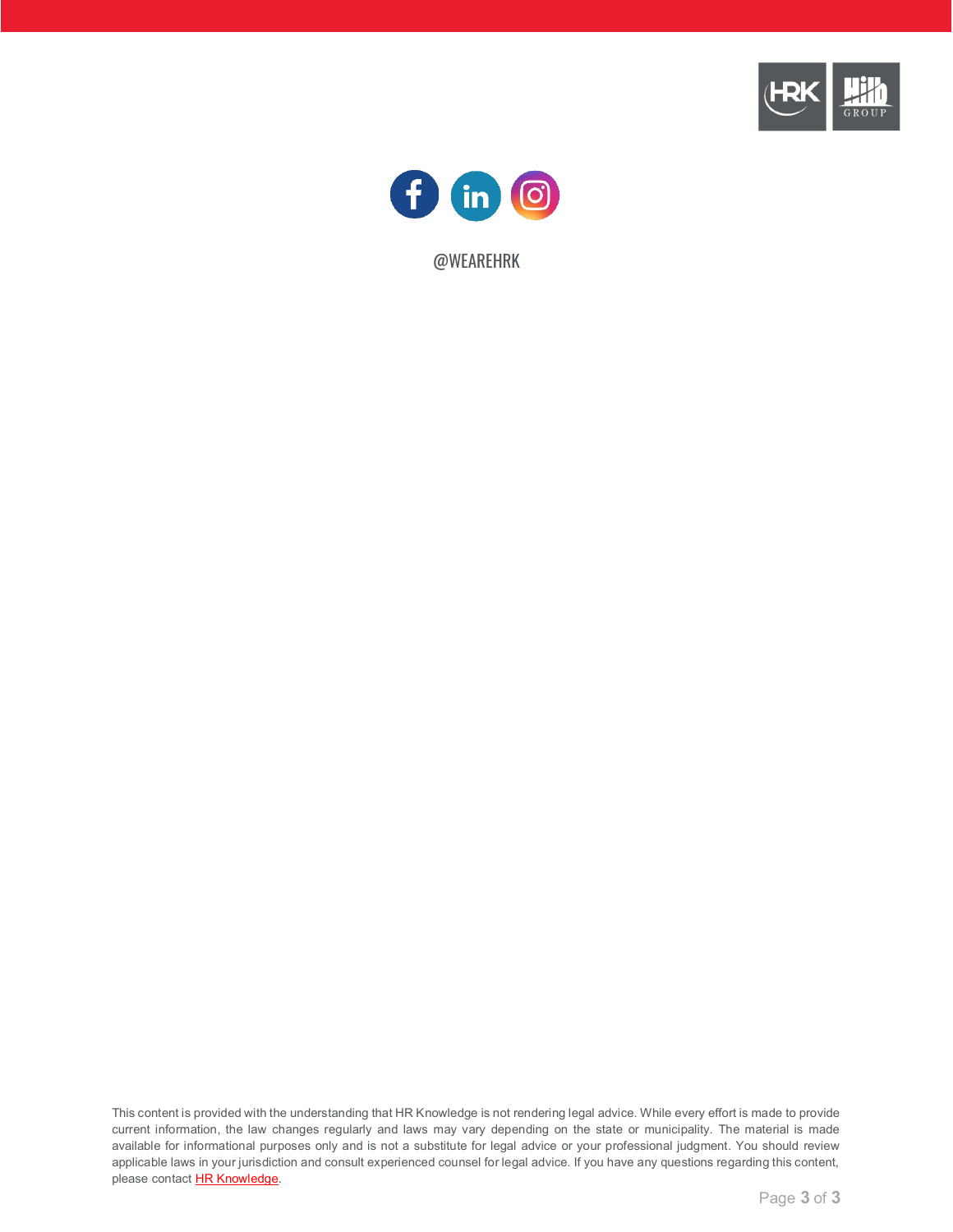@WEAREHRK

This content is provided with the understanding that HR Knowledge is not rendering legal advice. While every effort is made to provide current information, the law changes regularly and laws may vary depending on the state or municipality. The material is made available for informational purposes only and is not a substitute for legal advice or your professional judgment. You should review applicable laws in your jurisdiction and consult experienced counsel for legal advice. If you have any questions regarding this content, please contact HR Knowledge.